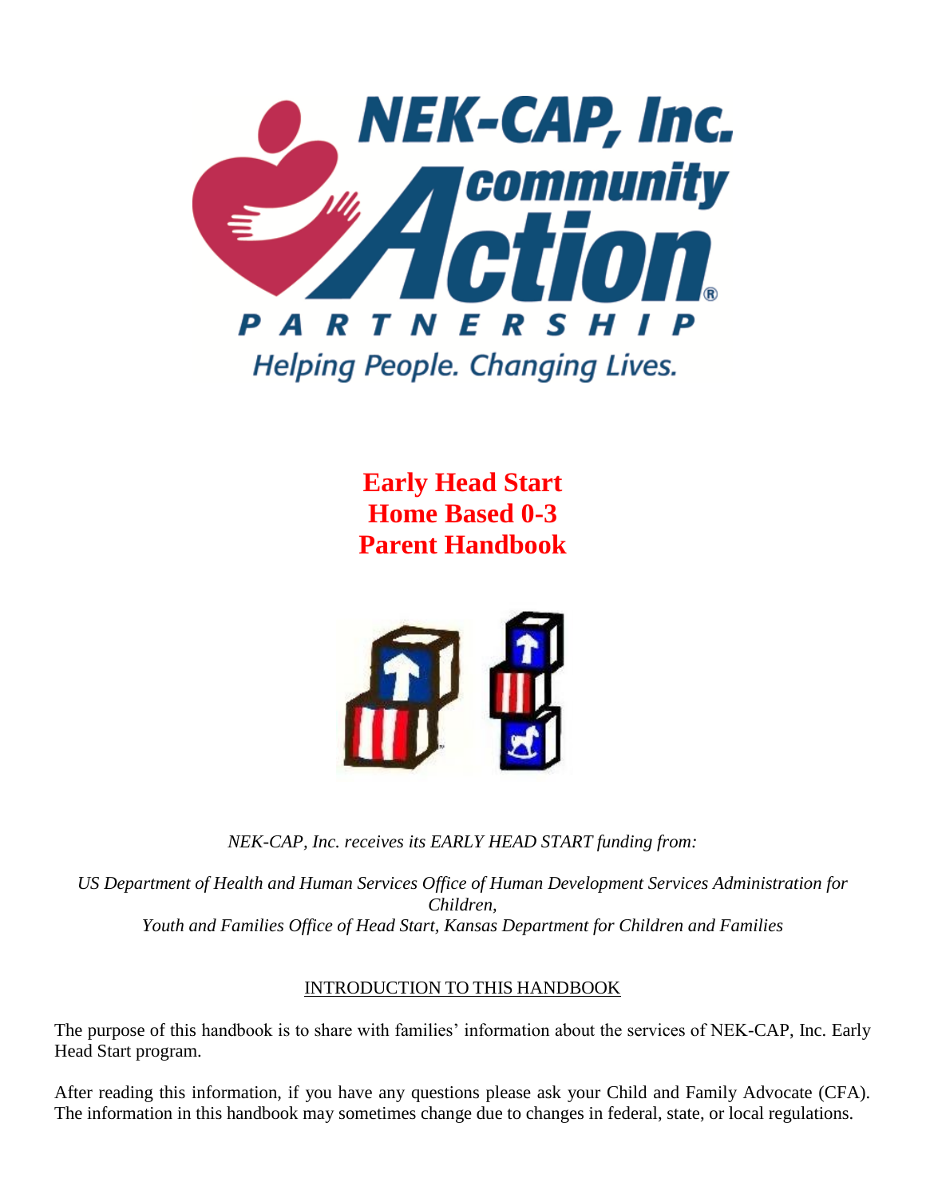NEK-CAP, Inc.
community
Action
PARTNERSHIP
Helping People. Changing Lives.

# Early Head Start
# Home Based 0-3
# Parent Handbook

*NEK-CAP, Inc. receives its EARLY HEAD START funding from:*

*US Department of Health and Human Services Office of Human Development Services Administration for Children,*
*Youth and Families Office of Head Start, Kansas Department for Children and Families*

## INTRODUCTION TO THIS HANDBOOK

The purpose of this handbook is to share with families' information about the services of NEK-CAP, Inc. Early Head Start program.

After reading this information, if you have any questions please ask your Child and Family Advocate (CFA). The information in this handbook may sometimes change due to changes in federal, state, or local regulations.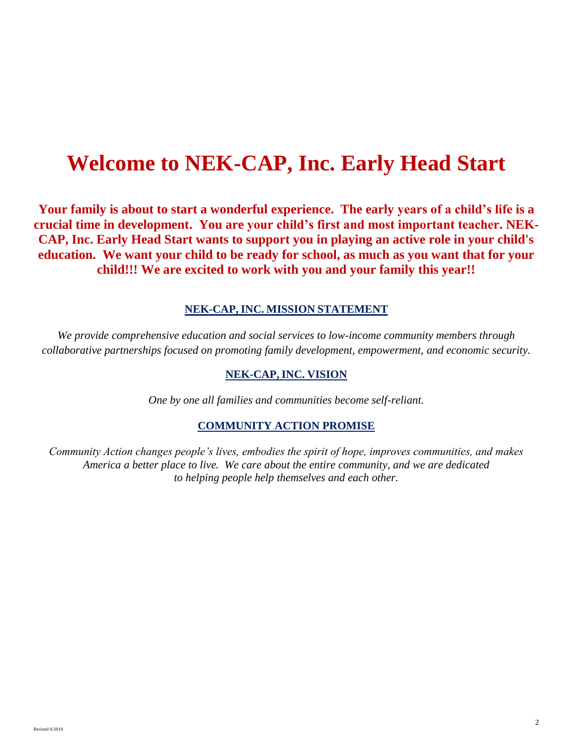# Welcome to NEK-CAP, Inc. Early Head Start

**Your family is about to start a wonderful experience. The early years of a child's life is a crucial time in development. You are your child's first and most important teacher. NEK-CAP, Inc. Early Head Start wants to support you in playing an active role in your child's education. We want your child to be ready for school, as much as you want that for your child!!! We are excited to work with you and your family this year!!**

## NEK-CAP, INC. MISSION STATEMENT

*We provide comprehensive education and social services to low-income community members through collaborative partnerships focused on promoting family development, empowerment, and economic security.*

## NEK-CAP, INC. VISION

*One by one all families and communities become self-reliant.*

## COMMUNITY ACTION PROMISE

*Community Action changes people's lives, embodies the spirit of hope, improves communities, and makes America a better place to live. We care about the entire community, and we are dedicated to helping people help themselves and each other.*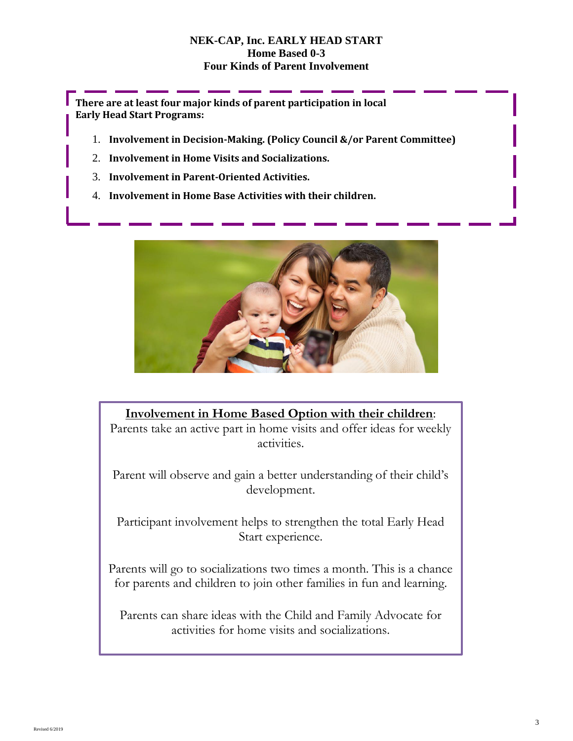# NEK-CAP, Inc. EARLY HEAD START
## Home Based 0-3
## Four Kinds of Parent Involvement

**There are at least four major kinds of parent participation in local Early Head Start Programs:**

1. **Involvement in Decision-Making. (Policy Council &/or Parent Committee)**
2. **Involvement in Home Visits and Socializations.**
3. **Involvement in Parent-Oriented Activities.**
4. **Involvement in Home Base Activities with their children.**

**Involvement in Home Based Option with their children**:

Parents take an active part in home visits and offer ideas for weekly activities.

Parent will observe and gain a better understanding of their child's development.

Participant involvement helps to strengthen the total Early Head Start experience.

Parents will go to socializations two times a month. This is a chance for parents and children to join other families in fun and learning.

Parents can share ideas with the Child and Family Advocate for activities for home visits and socializations.

Revised 6/2019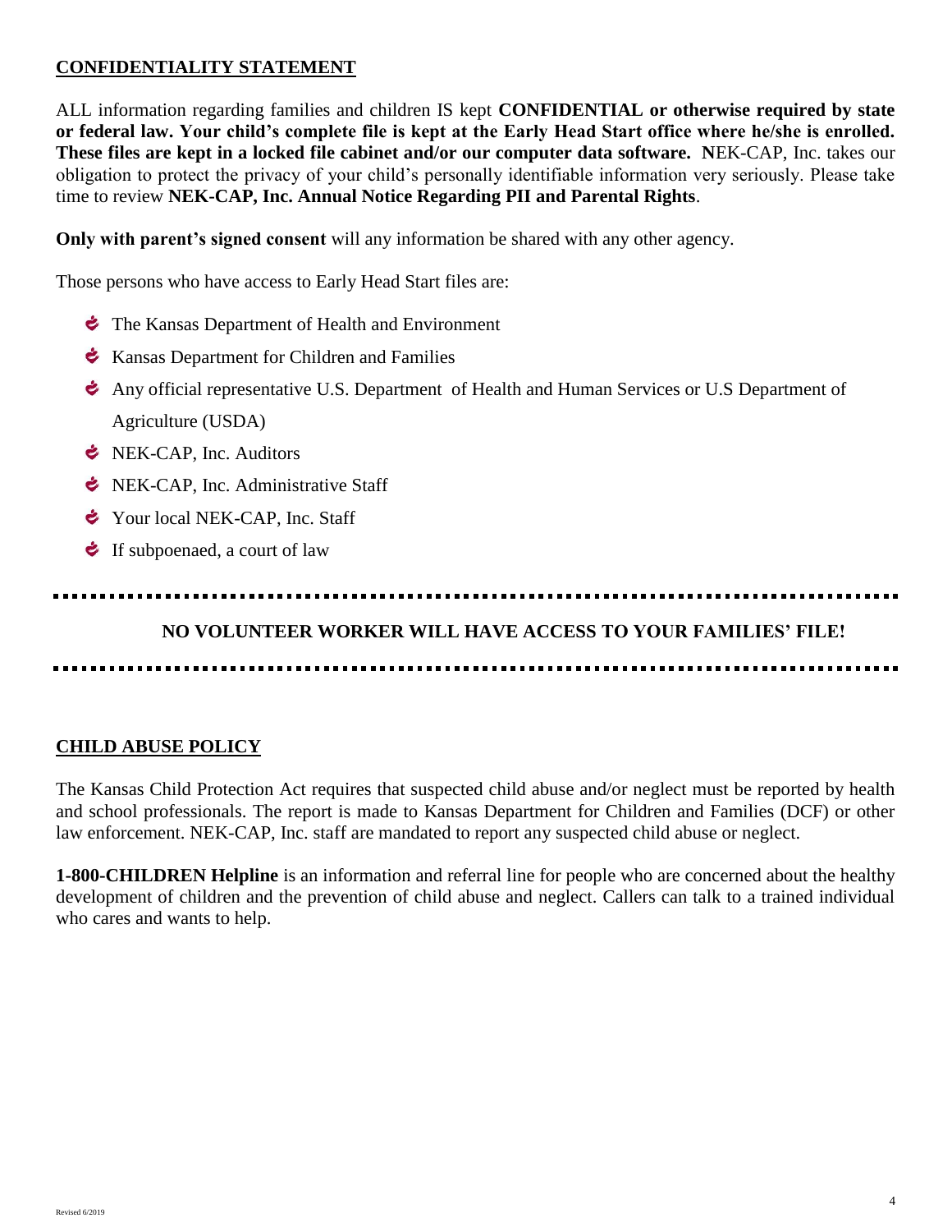## CONFIDENTIALITY STATEMENT

ALL information regarding families and children IS kept **CONFIDENTIAL or otherwise required by state or federal law. Your child's complete file is kept at the Early Head Start office where he/she is enrolled. These files are kept in a locked file cabinet and/or our computer data software. N**EK-CAP, Inc. takes our obligation to protect the privacy of your child's personally identifiable information very seriously. Please take time to review **NEK-CAP, Inc. Annual Notice Regarding PII and Parental Rights**.

**Only with parent's signed consent** will any information be shared with any other agency.

Those persons who have access to Early Head Start files are:

- The Kansas Department of Health and Environment
- Kansas Department for Children and Families
- Any official representative U.S. Department of Health and Human Services or U.S Department of Agriculture (USDA)
- NEK-CAP, Inc. Auditors
- NEK-CAP, Inc. Administrative Staff
- Your local NEK-CAP, Inc. Staff
- If subpoenaed, a court of law

**NO VOLUNTEER WORKER WILL HAVE ACCESS TO YOUR FAMILIES' FILE!**

## CHILD ABUSE POLICY

The Kansas Child Protection Act requires that suspected child abuse and/or neglect must be reported by health and school professionals. The report is made to Kansas Department for Children and Families (DCF) or other law enforcement. NEK-CAP, Inc. staff are mandated to report any suspected child abuse or neglect.

**1-800-CHILDREN Helpline** is an information and referral line for people who are concerned about the healthy development of children and the prevention of child abuse and neglect. Callers can talk to a trained individual who cares and wants to help.

Revised 6/2019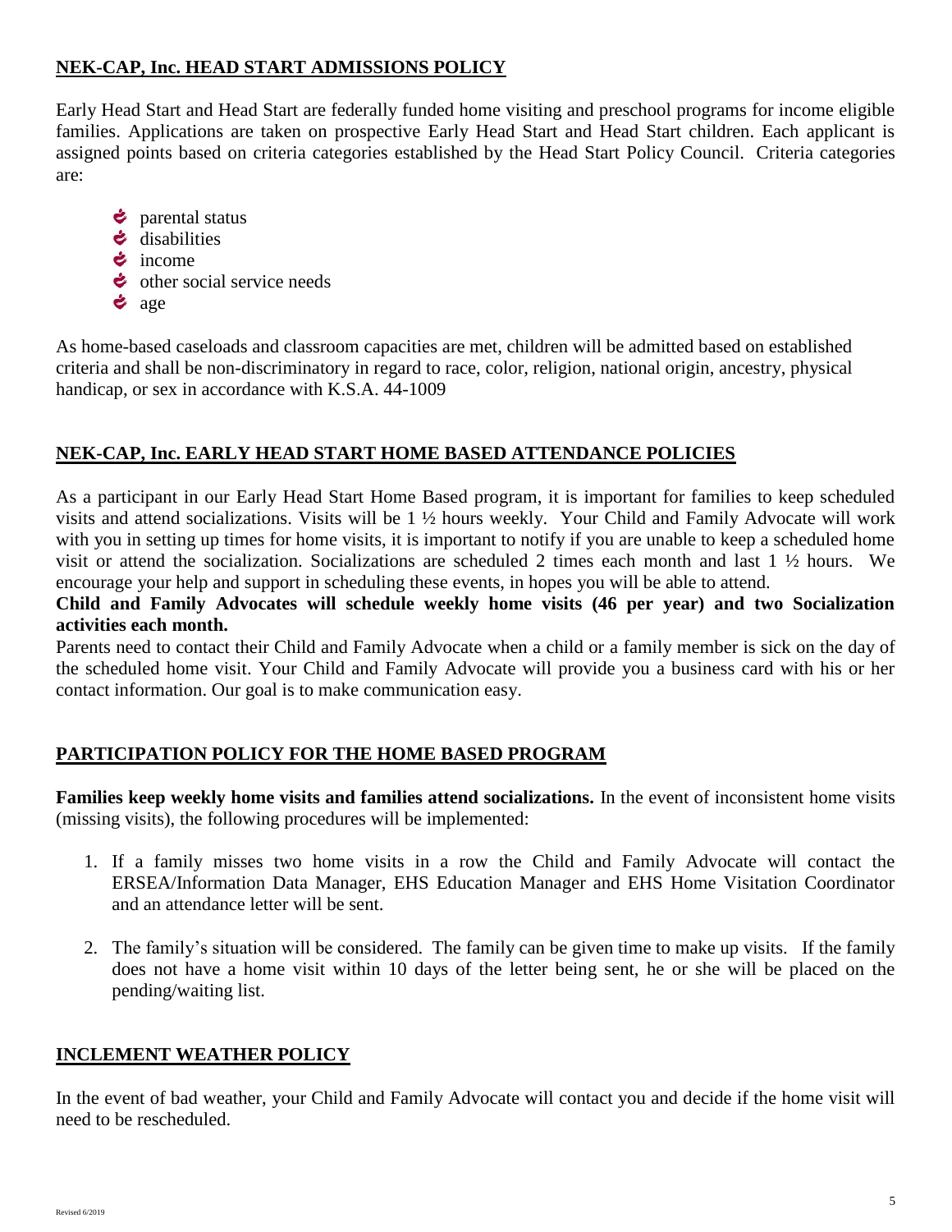## NEK-CAP, Inc. HEAD START ADMISSIONS POLICY

Early Head Start and Head Start are federally funded home visiting and preschool programs for income eligible families. Applications are taken on prospective Early Head Start and Head Start children. Each applicant is assigned points based on criteria categories established by the Head Start Policy Council. Criteria categories are:

- parental status
- disabilities
- income
- other social service needs
- age

As home-based caseloads and classroom capacities are met, children will be admitted based on established criteria and shall be non-discriminatory in regard to race, color, religion, national origin, ancestry, physical handicap, or sex in accordance with K.S.A. 44-1009

## NEK-CAP, Inc. EARLY HEAD START HOME BASED ATTENDANCE POLICIES

As a participant in our Early Head Start Home Based program, it is important for families to keep scheduled visits and attend socializations. Visits will be 1 ½ hours weekly. Your Child and Family Advocate will work with you in setting up times for home visits, it is important to notify if you are unable to keep a scheduled home visit or attend the socialization. Socializations are scheduled 2 times each month and last 1 ½ hours. We encourage your help and support in scheduling these events, in hopes you will be able to attend.

**Child and Family Advocates will schedule weekly home visits (46 per year) and two Socialization activities each month.**

Parents need to contact their Child and Family Advocate when a child or a family member is sick on the day of the scheduled home visit. Your Child and Family Advocate will provide you a business card with his or her contact information. Our goal is to make communication easy.

## PARTICIPATION POLICY FOR THE HOME BASED PROGRAM

**Families keep weekly home visits and families attend socializations.** In the event of inconsistent home visits (missing visits), the following procedures will be implemented:

1. If a family misses two home visits in a row the Child and Family Advocate will contact the ERSEA/Information Data Manager, EHS Education Manager and EHS Home Visitation Coordinator and an attendance letter will be sent.

2. The family's situation will be considered. The family can be given time to make up visits. If the family does not have a home visit within 10 days of the letter being sent, he or she will be placed on the pending/waiting list.

## INCLEMENT WEATHER POLICY

In the event of bad weather, your Child and Family Advocate will contact you and decide if the home visit will need to be rescheduled.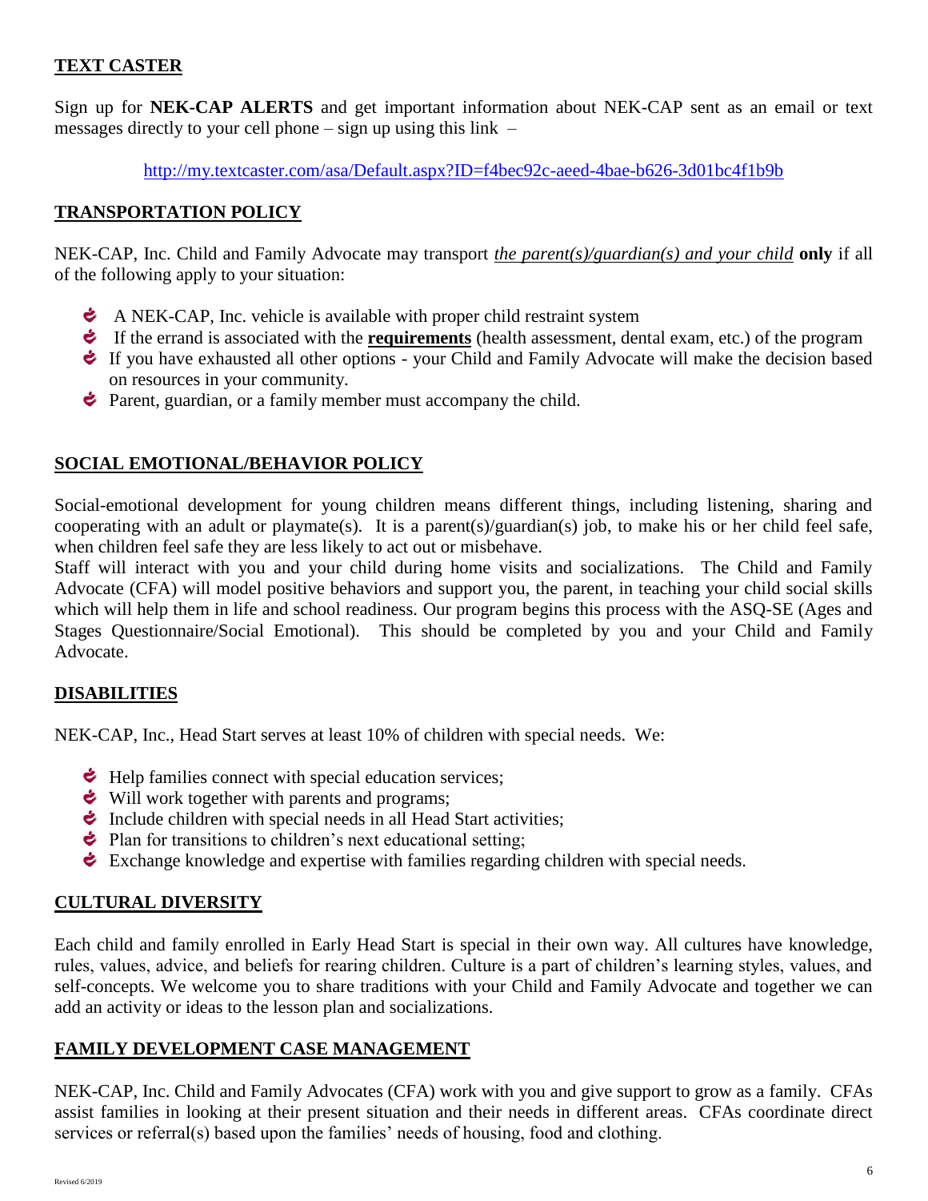## TEXT CASTER

Sign up for **NEK-CAP ALERTS** and get important information about NEK-CAP sent as an email or text messages directly to your cell phone – sign up using this link –

http://my.textcaster.com/asa/Default.aspx?ID=f4bec92c-aeed-4bae-b626-3d01bc4f1b9b

## TRANSPORTATION POLICY

NEK-CAP, Inc. Child and Family Advocate may transport *the parent(s)/guardian(s) and your child* **only** if all of the following apply to your situation:

- A NEK-CAP, Inc. vehicle is available with proper child restraint system
- If the errand is associated with the **requirements** (health assessment, dental exam, etc.) of the program
- If you have exhausted all other options - your Child and Family Advocate will make the decision based on resources in your community.
- Parent, guardian, or a family member must accompany the child.

## SOCIAL EMOTIONAL/BEHAVIOR POLICY

Social-emotional development for young children means different things, including listening, sharing and cooperating with an adult or playmate(s). It is a parent(s)/guardian(s) job, to make his or her child feel safe, when children feel safe they are less likely to act out or misbehave.

Staff will interact with you and your child during home visits and socializations. The Child and Family Advocate (CFA) will model positive behaviors and support you, the parent, in teaching your child social skills which will help them in life and school readiness. Our program begins this process with the ASQ-SE (Ages and Stages Questionnaire/Social Emotional). This should be completed by you and your Child and Family Advocate.

## DISABILITIES

NEK-CAP, Inc., Head Start serves at least 10% of children with special needs. We:

- Help families connect with special education services;
- Will work together with parents and programs;
- Include children with special needs in all Head Start activities;
- Plan for transitions to children's next educational setting;
- Exchange knowledge and expertise with families regarding children with special needs.

## CULTURAL DIVERSITY

Each child and family enrolled in Early Head Start is special in their own way. All cultures have knowledge, rules, values, advice, and beliefs for rearing children. Culture is a part of children's learning styles, values, and self-concepts. We welcome you to share traditions with your Child and Family Advocate and together we can add an activity or ideas to the lesson plan and socializations.

## FAMILY DEVELOPMENT CASE MANAGEMENT

NEK-CAP, Inc. Child and Family Advocates (CFA) work with you and give support to grow as a family. CFAs assist families in looking at their present situation and their needs in different areas. CFAs coordinate direct services or referral(s) based upon the families' needs of housing, food and clothing.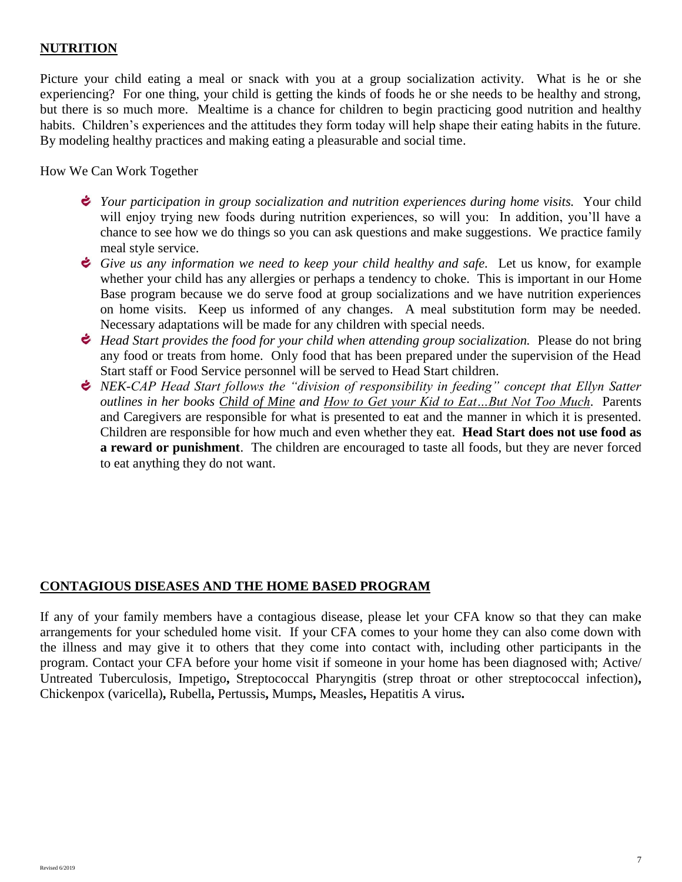## NUTRITION

Picture your child eating a meal or snack with you at a group socialization activity. What is he or she experiencing? For one thing, your child is getting the kinds of foods he or she needs to be healthy and strong, but there is so much more. Mealtime is a chance for children to begin practicing good nutrition and healthy habits. Children's experiences and the attitudes they form today will help shape their eating habits in the future. By modeling healthy practices and making eating a pleasurable and social time.

How We Can Work Together

- *Your participation in group socialization and nutrition experiences during home visits.* Your child will enjoy trying new foods during nutrition experiences, so will you: In addition, you'll have a chance to see how we do things so you can ask questions and make suggestions. We practice family meal style service.
- *Give us any information we need to keep your child healthy and safe.* Let us know, for example whether your child has any allergies or perhaps a tendency to choke. This is important in our Home Base program because we do serve food at group socializations and we have nutrition experiences on home visits. Keep us informed of any changes. A meal substitution form may be needed. Necessary adaptations will be made for any children with special needs.
- *Head Start provides the food for your child when attending group socialization.* Please do not bring any food or treats from home. Only food that has been prepared under the supervision of the Head Start staff or Food Service personnel will be served to Head Start children.
- *NEK-CAP Head Start follows the "division of responsibility in feeding" concept that Ellyn Satter outlines in her books Child of Mine and How to Get your Kid to Eat…But Not Too Much.* Parents and Caregivers are responsible for what is presented to eat and the manner in which it is presented. Children are responsible for how much and even whether they eat. **Head Start does not use food as a reward or punishment**. The children are encouraged to taste all foods, but they are never forced to eat anything they do not want.

## CONTAGIOUS DISEASES AND THE HOME BASED PROGRAM

If any of your family members have a contagious disease, please let your CFA know so that they can make arrangements for your scheduled home visit. If your CFA comes to your home they can also come down with the illness and may give it to others that they come into contact with, including other participants in the program. Contact your CFA before your home visit if someone in your home has been diagnosed with; Active/ Untreated Tuberculosis, Impetigo**,** Streptococcal Pharyngitis (strep throat or other streptococcal infection)**,** Chickenpox (varicella)**,** Rubella**,** Pertussis**,** Mumps**,** Measles**,** Hepatitis A virus**.**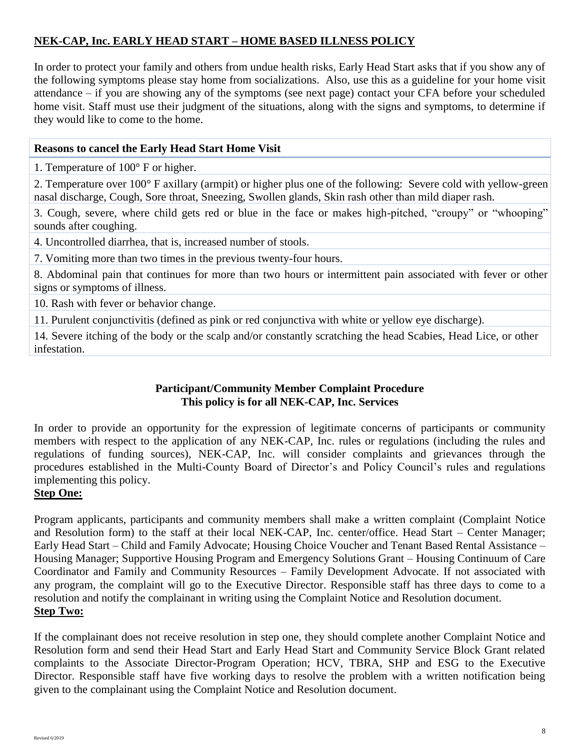**NEK-CAP, Inc. EARLY HEAD START – HOME BASED ILLNESS POLICY**

In order to protect your family and others from undue health risks, Early Head Start asks that if you show any of the following symptoms please stay home from socializations. Also, use this as a guideline for your home visit attendance – if you are showing any of the symptoms (see next page) contact your CFA before your scheduled home visit. Staff must use their judgment of the situations, along with the signs and symptoms, to determine if they would like to come to the home.

| Reasons to cancel the Early Head Start Home Visit |
|---|
| 1. Temperature of 100° F or higher. |
| 2. Temperature over 100° F axillary (armpit) or higher plus one of the following: Severe cold with yellow-green nasal discharge, Cough, Sore throat, Sneezing, Swollen glands, Skin rash other than mild diaper rash. |
| 3. Cough, severe, where child gets red or blue in the face or makes high-pitched, "croupy" or "whooping" sounds after coughing. |
| 4. Uncontrolled diarrhea, that is, increased number of stools. |
| 7. Vomiting more than two times in the previous twenty-four hours. |
| 8. Abdominal pain that continues for more than two hours or intermittent pain associated with fever or other signs or symptoms of illness. |
| 10. Rash with fever or behavior change. |
| 11. Purulent conjunctivitis (defined as pink or red conjunctiva with white or yellow eye discharge). |
| 14. Severe itching of the body or the scalp and/or constantly scratching the head Scabies, Head Lice, or other infestation. |

**Participant/Community Member Complaint Procedure**
**This policy is for all NEK-CAP, Inc. Services**

In order to provide an opportunity for the expression of legitimate concerns of participants or community members with respect to the application of any NEK-CAP, Inc. rules or regulations (including the rules and regulations of funding sources), NEK-CAP, Inc. will consider complaints and grievances through the procedures established in the Multi-County Board of Director's and Policy Council's rules and regulations implementing this policy.

**Step One:**

Program applicants, participants and community members shall make a written complaint (Complaint Notice and Resolution form) to the staff at their local NEK-CAP, Inc. center/office. Head Start – Center Manager; Early Head Start – Child and Family Advocate; Housing Choice Voucher and Tenant Based Rental Assistance – Housing Manager; Supportive Housing Program and Emergency Solutions Grant – Housing Continuum of Care Coordinator and Family and Community Resources – Family Development Advocate. If not associated with any program, the complaint will go to the Executive Director. Responsible staff has three days to come to a resolution and notify the complainant in writing using the Complaint Notice and Resolution document.

**Step Two:**

If the complainant does not receive resolution in step one, they should complete another Complaint Notice and Resolution form and send their Head Start and Early Head Start and Community Service Block Grant related complaints to the Associate Director-Program Operation; HCV, TBRA, SHP and ESG to the Executive Director. Responsible staff have five working days to resolve the problem with a written notification being given to the complainant using the Complaint Notice and Resolution document.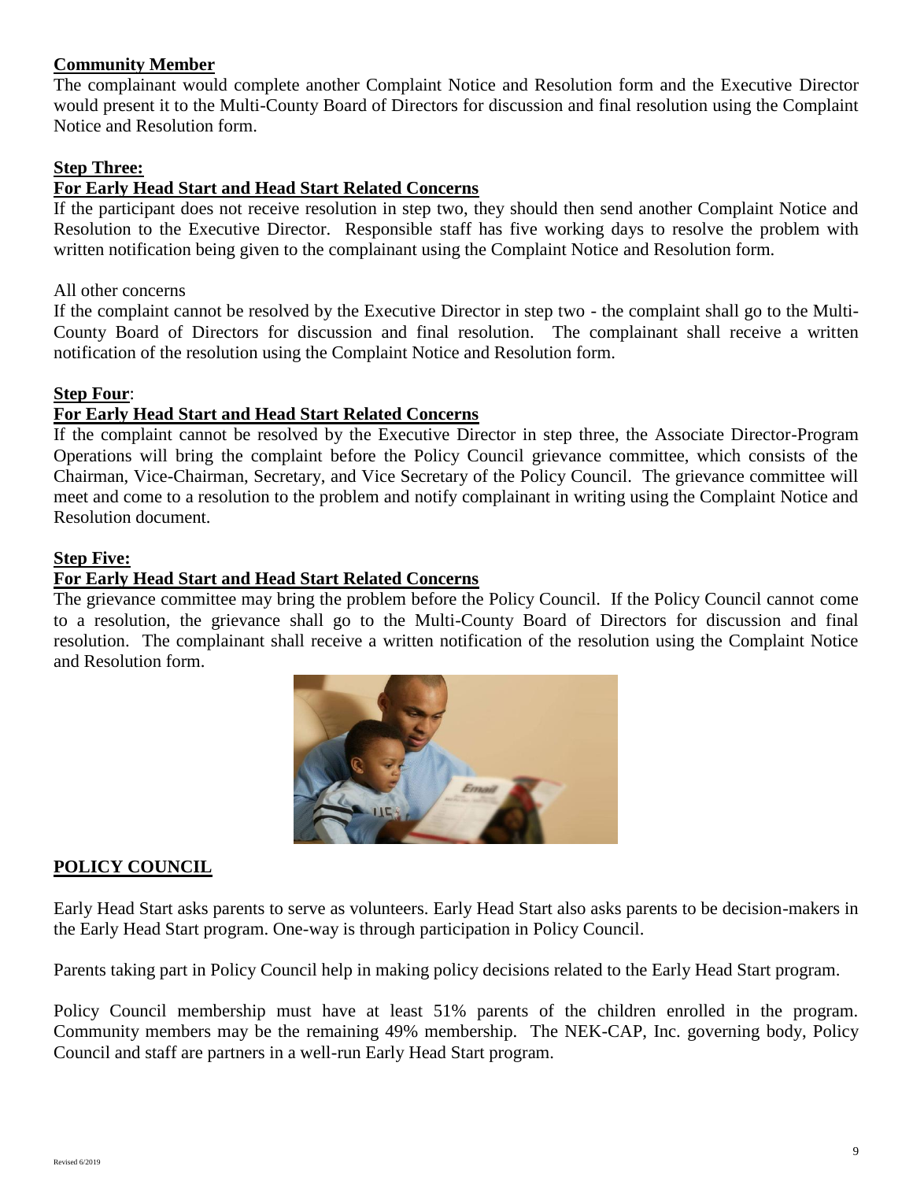**Community Member**

The complainant would complete another Complaint Notice and Resolution form and the Executive Director would present it to the Multi-County Board of Directors for discussion and final resolution using the Complaint Notice and Resolution form.

**Step Three:**

**For Early Head Start and Head Start Related Concerns**

If the participant does not receive resolution in step two, they should then send another Complaint Notice and Resolution to the Executive Director. Responsible staff has five working days to resolve the problem with written notification being given to the complainant using the Complaint Notice and Resolution form.

All other concerns

If the complaint cannot be resolved by the Executive Director in step two - the complaint shall go to the Multi-County Board of Directors for discussion and final resolution. The complainant shall receive a written notification of the resolution using the Complaint Notice and Resolution form.

**Step Four**:

**For Early Head Start and Head Start Related Concerns**

If the complaint cannot be resolved by the Executive Director in step three, the Associate Director-Program Operations will bring the complaint before the Policy Council grievance committee, which consists of the Chairman, Vice-Chairman, Secretary, and Vice Secretary of the Policy Council. The grievance committee will meet and come to a resolution to the problem and notify complainant in writing using the Complaint Notice and Resolution document.

**Step Five:**

**For Early Head Start and Head Start Related Concerns**

The grievance committee may bring the problem before the Policy Council. If the Policy Council cannot come to a resolution, the grievance shall go to the Multi-County Board of Directors for discussion and final resolution. The complainant shall receive a written notification of the resolution using the Complaint Notice and Resolution form.

## POLICY COUNCIL

Early Head Start asks parents to serve as volunteers. Early Head Start also asks parents to be decision-makers in the Early Head Start program. One-way is through participation in Policy Council.

Parents taking part in Policy Council help in making policy decisions related to the Early Head Start program.

Policy Council membership must have at least 51% parents of the children enrolled in the program. Community members may be the remaining 49% membership. The NEK-CAP, Inc. governing body, Policy Council and staff are partners in a well-run Early Head Start program.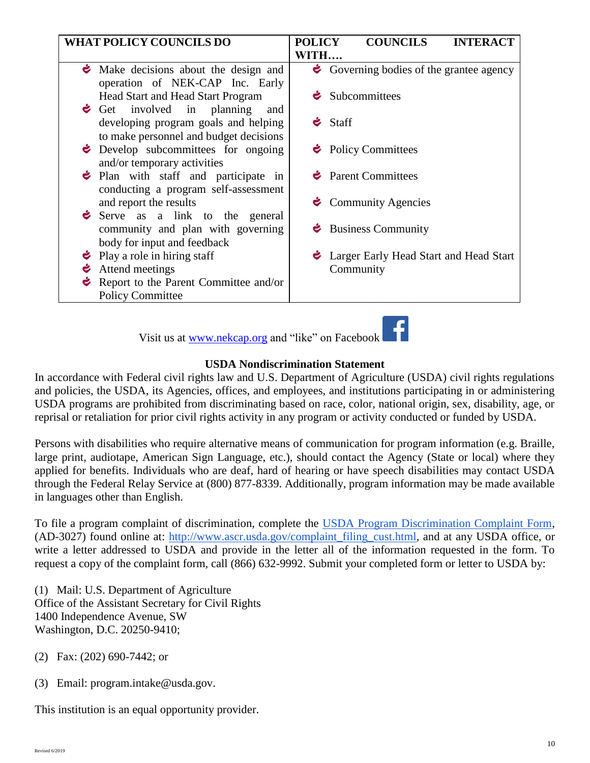| WHAT POLICY COUNCILS DO | POLICY COUNCILS INTERACT WITH…. |
| --- | --- |
| • Make decisions about the design and operation of NEK-CAP Inc. Early Head Start and Head Start Program<br>• Get involved in planning and developing program goals and helping to make personnel and budget decisions<br>• Develop subcommittees for ongoing and/or temporary activities<br>• Plan with staff and participate in conducting a program self-assessment and report the results<br>• Serve as a link to the general community and plan with governing body for input and feedback<br>• Play a role in hiring staff<br>• Attend meetings<br>• Report to the Parent Committee and/or Policy Committee | • Governing bodies of the grantee agency<br>• Subcommittees<br>• Staff<br>• Policy Committees<br>• Parent Committees<br>• Community Agencies<br>• Business Community<br>• Larger Early Head Start and Head Start Community |

Visit us at www.nekcap.org and "like" on Facebook

**USDA Nondiscrimination Statement**

In accordance with Federal civil rights law and U.S. Department of Agriculture (USDA) civil rights regulations and policies, the USDA, its Agencies, offices, and employees, and institutions participating in or administering USDA programs are prohibited from discriminating based on race, color, national origin, sex, disability, age, or reprisal or retaliation for prior civil rights activity in any program or activity conducted or funded by USDA.

Persons with disabilities who require alternative means of communication for program information (e.g. Braille, large print, audiotape, American Sign Language, etc.), should contact the Agency (State or local) where they applied for benefits. Individuals who are deaf, hard of hearing or have speech disabilities may contact USDA through the Federal Relay Service at (800) 877-8339. Additionally, program information may be made available in languages other than English.

To file a program complaint of discrimination, complete the USDA Program Discrimination Complaint Form, (AD-3027) found online at: http://www.ascr.usda.gov/complaint_filing_cust.html, and at any USDA office, or write a letter addressed to USDA and provide in the letter all of the information requested in the form. To request a copy of the complaint form, call (866) 632-9992. Submit your completed form or letter to USDA by:

(1) Mail: U.S. Department of Agriculture
Office of the Assistant Secretary for Civil Rights
1400 Independence Avenue, SW
Washington, D.C. 20250-9410;

(2) Fax: (202) 690-7442; or

(3) Email: program.intake@usda.gov.

This institution is an equal opportunity provider.

Revised 6/2019